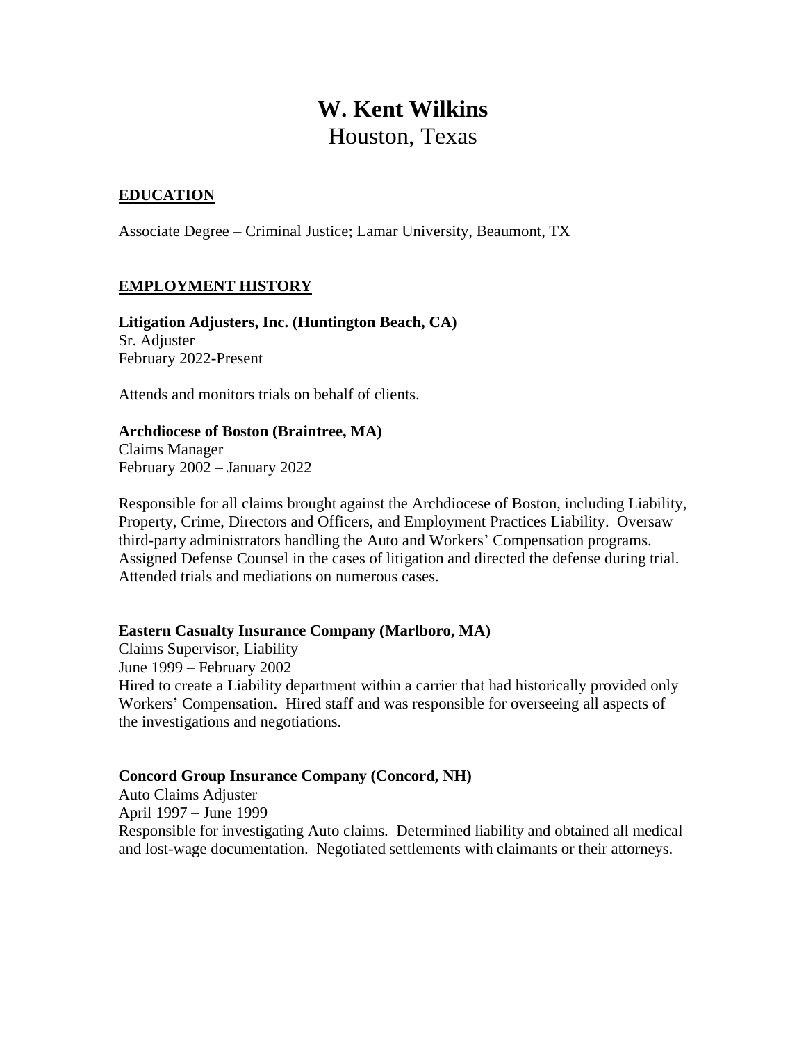# W. Kent Wilkins

Houston, Texas

## EDUCATION

Associate Degree – Criminal Justice; Lamar University, Beaumont, TX

## EMPLOYMENT HISTORY

**Litigation Adjusters, Inc. (Huntington Beach, CA)**
Sr. Adjuster
February 2022-Present

Attends and monitors trials on behalf of clients.

**Archdiocese of Boston (Braintree, MA)**
Claims Manager
February 2002 – January 2022

Responsible for all claims brought against the Archdiocese of Boston, including Liability, Property, Crime, Directors and Officers, and Employment Practices Liability. Oversaw third-party administrators handling the Auto and Workers' Compensation programs. Assigned Defense Counsel in the cases of litigation and directed the defense during trial. Attended trials and mediations on numerous cases.

**Eastern Casualty Insurance Company (Marlboro, MA)**
Claims Supervisor, Liability
June 1999 – February 2002
Hired to create a Liability department within a carrier that had historically provided only Workers' Compensation. Hired staff and was responsible for overseeing all aspects of the investigations and negotiations.

**Concord Group Insurance Company (Concord, NH)**
Auto Claims Adjuster
April 1997 – June 1999
Responsible for investigating Auto claims. Determined liability and obtained all medical and lost-wage documentation. Negotiated settlements with claimants or their attorneys.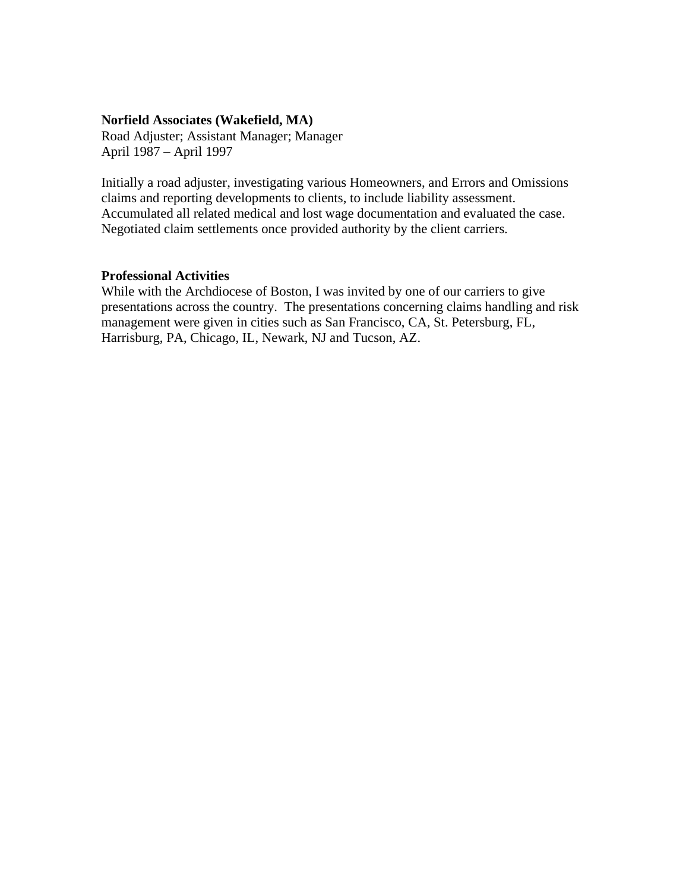**Norfield Associates (Wakefield, MA)**
Road Adjuster; Assistant Manager; Manager
April 1987 – April 1997

Initially a road adjuster, investigating various Homeowners, and Errors and Omissions claims and reporting developments to clients, to include liability assessment. Accumulated all related medical and lost wage documentation and evaluated the case. Negotiated claim settlements once provided authority by the client carriers.

**Professional Activities**
While with the Archdiocese of Boston, I was invited by one of our carriers to give presentations across the country. The presentations concerning claims handling and risk management were given in cities such as San Francisco, CA, St. Petersburg, FL, Harrisburg, PA, Chicago, IL, Newark, NJ and Tucson, AZ.